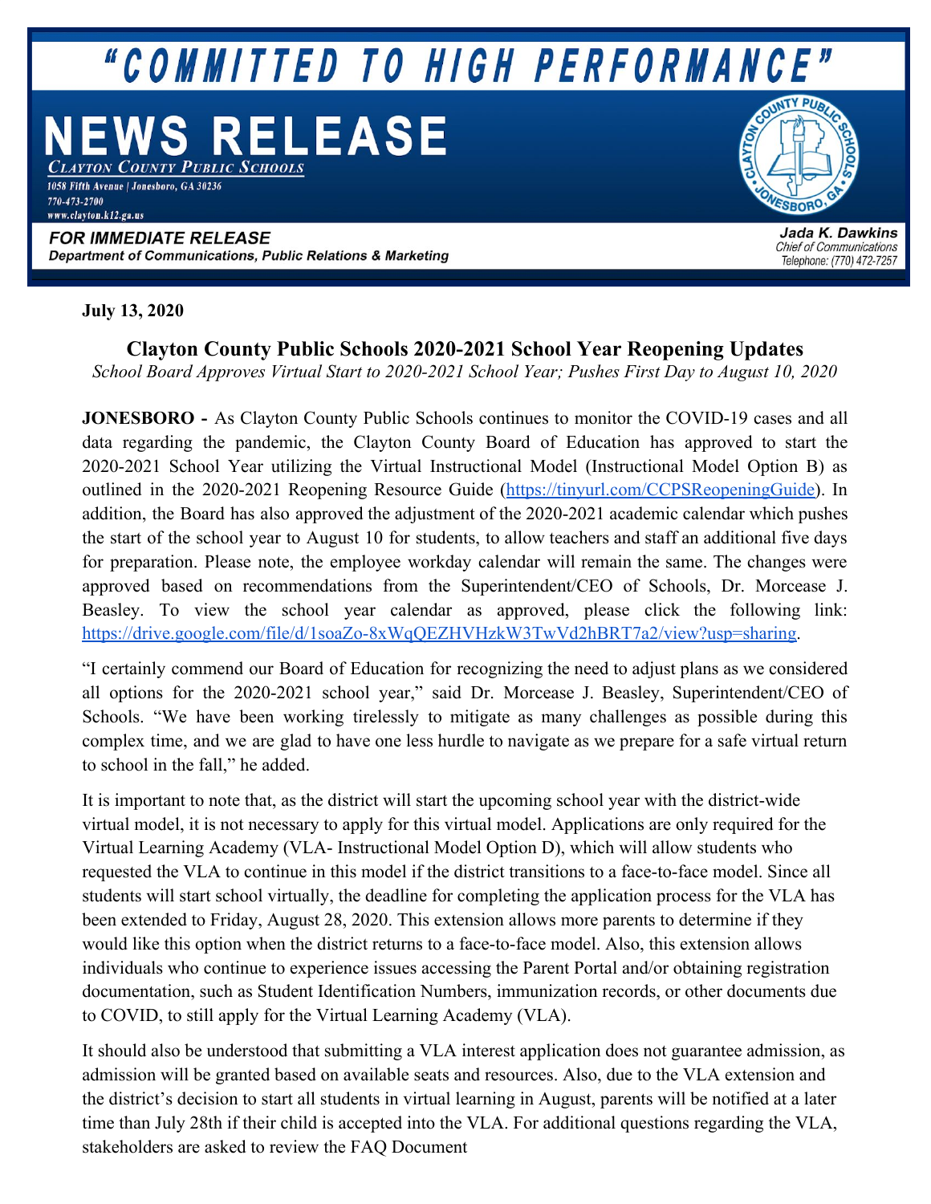"COMMITTED TO HIGH PERFORMANCE"

# NEWS RELEASE

*CLAYTON COUNTY PUBLIC SCHOOLS*
1058 Fifth Avenue | Jonesboro, GA 30236
770-473-2700
www.clayton.k12.ga.us

**FOR IMMEDIATE RELEASE**
**Department of Communications, Public Relations & Marketing**

**Jada K. Dawkins**
*Chief of Communications*
*Telephone: (770) 472-7257*

**July 13, 2020**

## Clayton County Public Schools 2020-2021 School Year Reopening Updates

*School Board Approves Virtual Start to 2020-2021 School Year; Pushes First Day to August 10, 2020*

**JONESBORO -** As Clayton County Public Schools continues to monitor the COVID-19 cases and all data regarding the pandemic, the Clayton County Board of Education has approved to start the 2020-2021 School Year utilizing the Virtual Instructional Model (Instructional Model Option B) as outlined in the 2020-2021 Reopening Resource Guide (https://tinyurl.com/CCPSReopeningGuide). In addition, the Board has also approved the adjustment of the 2020-2021 academic calendar which pushes the start of the school year to August 10 for students, to allow teachers and staff an additional five days for preparation. Please note, the employee workday calendar will remain the same. The changes were approved based on recommendations from the Superintendent/CEO of Schools, Dr. Morcease J. Beasley. To view the school year calendar as approved, please click the following link: https://drive.google.com/file/d/1soaZo-8xWqQEZHVHzkW3TwVd2hBRT7a2/view?usp=sharing.

"I certainly commend our Board of Education for recognizing the need to adjust plans as we considered all options for the 2020-2021 school year," said Dr. Morcease J. Beasley, Superintendent/CEO of Schools. "We have been working tirelessly to mitigate as many challenges as possible during this complex time, and we are glad to have one less hurdle to navigate as we prepare for a safe virtual return to school in the fall," he added.

It is important to note that, as the district will start the upcoming school year with the district-wide virtual model, it is not necessary to apply for this virtual model. Applications are only required for the Virtual Learning Academy (VLA- Instructional Model Option D), which will allow students who requested the VLA to continue in this model if the district transitions to a face-to-face model. Since all students will start school virtually, the deadline for completing the application process for the VLA has been extended to Friday, August 28, 2020. This extension allows more parents to determine if they would like this option when the district returns to a face-to-face model. Also, this extension allows individuals who continue to experience issues accessing the Parent Portal and/or obtaining registration documentation, such as Student Identification Numbers, immunization records, or other documents due to COVID, to still apply for the Virtual Learning Academy (VLA).

It should also be understood that submitting a VLA interest application does not guarantee admission, as admission will be granted based on available seats and resources. Also, due to the VLA extension and the district's decision to start all students in virtual learning in August, parents will be notified at a later time than July 28th if their child is accepted into the VLA. For additional questions regarding the VLA, stakeholders are asked to review the FAQ Document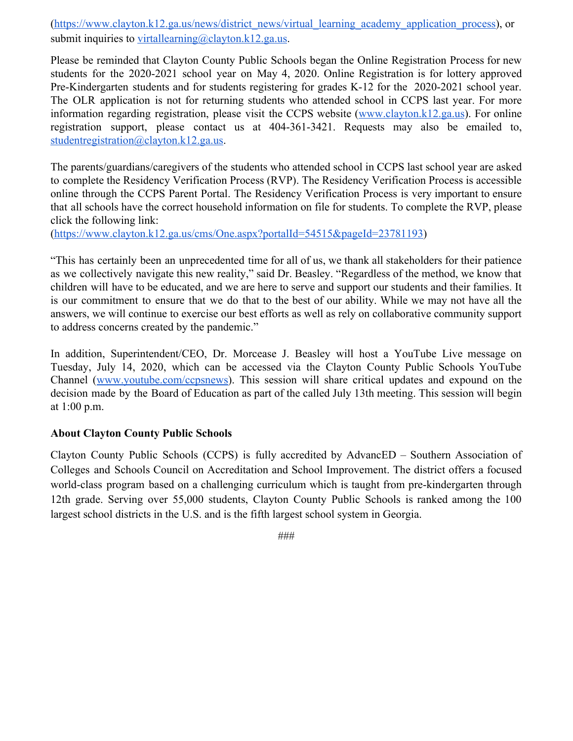(https://www.clayton.k12.ga.us/news/district_news/virtual_learning_academy_application_process), or submit inquiries to virtallearning@clayton.k12.ga.us.

Please be reminded that Clayton County Public Schools began the Online Registration Process for new students for the 2020-2021 school year on May 4, 2020. Online Registration is for lottery approved Pre-Kindergarten students and for students registering for grades K-12 for the 2020-2021 school year. The OLR application is not for returning students who attended school in CCPS last year. For more information regarding registration, please visit the CCPS website (www.clayton.k12.ga.us). For online registration support, please contact us at 404-361-3421. Requests may also be emailed to, studentregistration@clayton.k12.ga.us.

The parents/guardians/caregivers of the students who attended school in CCPS last school year are asked to complete the Residency Verification Process (RVP). The Residency Verification Process is accessible online through the CCPS Parent Portal. The Residency Verification Process is very important to ensure that all schools have the correct household information on file for students. To complete the RVP, please click the following link:
(https://www.clayton.k12.ga.us/cms/One.aspx?portalId=54515&pageId=23781193)

"This has certainly been an unprecedented time for all of us, we thank all stakeholders for their patience as we collectively navigate this new reality," said Dr. Beasley. "Regardless of the method, we know that children will have to be educated, and we are here to serve and support our students and their families. It is our commitment to ensure that we do that to the best of our ability. While we may not have all the answers, we will continue to exercise our best efforts as well as rely on collaborative community support to address concerns created by the pandemic."

In addition, Superintendent/CEO, Dr. Morcease J. Beasley will host a YouTube Live message on Tuesday, July 14, 2020, which can be accessed via the Clayton County Public Schools YouTube Channel (www.youtube.com/ccpsnews). This session will share critical updates and expound on the decision made by the Board of Education as part of the called July 13th meeting. This session will begin at 1:00 p.m.

**About Clayton County Public Schools**

Clayton County Public Schools (CCPS) is fully accredited by AdvancED – Southern Association of Colleges and Schools Council on Accreditation and School Improvement. The district offers a focused world-class program based on a challenging curriculum which is taught from pre-kindergarten through 12th grade. Serving over 55,000 students, Clayton County Public Schools is ranked among the 100 largest school districts in the U.S. and is the fifth largest school system in Georgia.

###